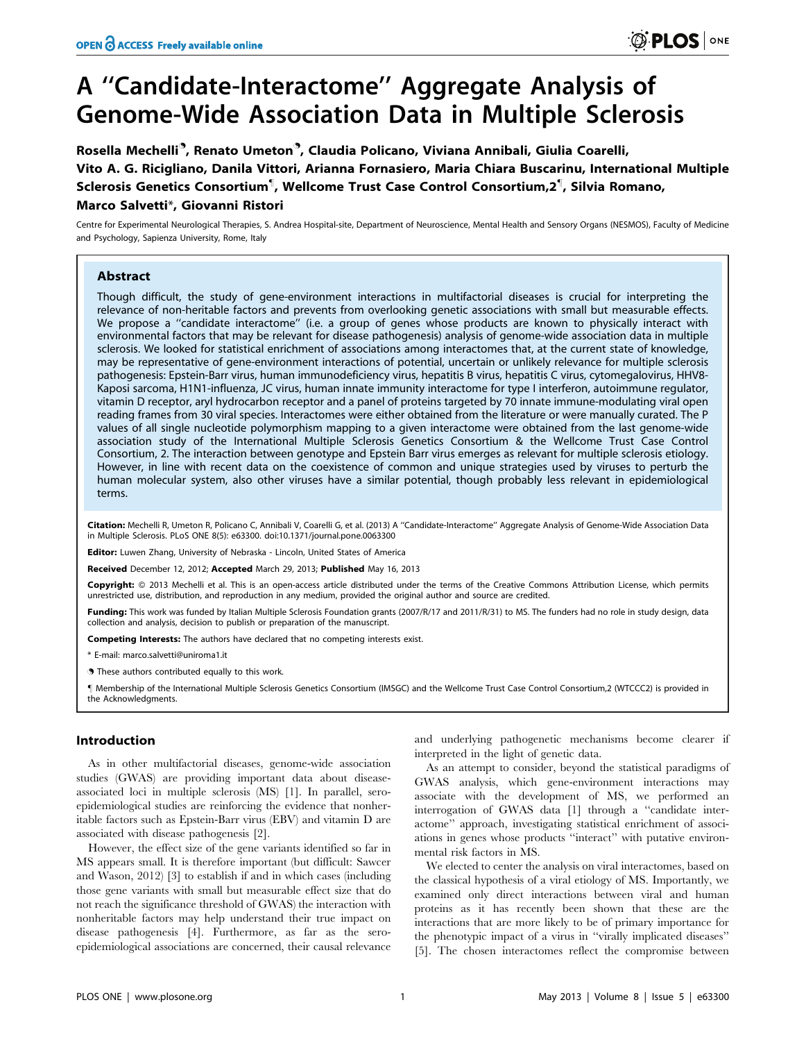# A "Candidate-Interactome" Aggregate Analysis of Genome-Wide Association Data in Multiple Sclerosis

**Rosella Mechelli**[9], **Renato Umeton**[9], **Claudia Policano, Viviana Annibali, Giulia Coarelli, Vito A. G. Ricigliano, Danila Vittori, Arianna Fornasiero, Maria Chiara Buscarinu, International Multiple Sclerosis Genetics Consortium**[¶], **Wellcome Trust Case Control Consortium,2**[¶], **Silvia Romano, Marco Salvetti*, Giovanni Ristori**

Centre for Experimental Neurological Therapies, S. Andrea Hospital-site, Department of Neuroscience, Mental Health and Sensory Organs (NESMOS), Faculty of Medicine and Psychology, Sapienza University, Rome, Italy

## Abstract

Though difficult, the study of gene-environment interactions in multifactorial diseases is crucial for interpreting the relevance of non-heritable factors and prevents from overlooking genetic associations with small but measurable effects. We propose a "candidate interactome" (i.e. a group of genes whose products are known to physically interact with environmental factors that may be relevant for disease pathogenesis) analysis of genome-wide association data in multiple sclerosis. We looked for statistical enrichment of associations among interactomes that, at the current state of knowledge, may be representative of gene-environment interactions of potential, uncertain or unlikely relevance for multiple sclerosis pathogenesis: Epstein-Barr virus, human immunodeficiency virus, hepatitis B virus, hepatitis C virus, cytomegalovirus, HHV8-Kaposi sarcoma, H1N1-influenza, JC virus, human innate immunity interactome for type I interferon, autoimmune regulator, vitamin D receptor, aryl hydrocarbon receptor and a panel of proteins targeted by 70 innate immune-modulating viral open reading frames from 30 viral species. Interactomes were either obtained from the literature or were manually curated. The P values of all single nucleotide polymorphism mapping to a given interactome were obtained from the last genome-wide association study of the International Multiple Sclerosis Genetics Consortium & the Wellcome Trust Case Control Consortium, 2. The interaction between genotype and Epstein Barr virus emerges as relevant for multiple sclerosis etiology. However, in line with recent data on the coexistence of common and unique strategies used by viruses to perturb the human molecular system, also other viruses have a similar potential, though probably less relevant in epidemiological terms.

**Citation:** Mechelli R, Umeton R, Policano C, Annibali V, Coarelli G, et al. (2013) A "Candidate-Interactome" Aggregate Analysis of Genome-Wide Association Data in Multiple Sclerosis. PLoS ONE 8(5): e63300. doi:10.1371/journal.pone.0063300

**Editor:** Luwen Zhang, University of Nebraska - Lincoln, United States of America

**Received** December 12, 2012; **Accepted** March 29, 2013; **Published** May 16, 2013

**Copyright:** © 2013 Mechelli et al. This is an open-access article distributed under the terms of the Creative Commons Attribution License, which permits unrestricted use, distribution, and reproduction in any medium, provided the original author and source are credited.

**Funding:** This work was funded by Italian Multiple Sclerosis Foundation grants (2007/R/17 and 2011/R/31) to MS. The funders had no role in study design, data collection and analysis, decision to publish or preparation of the manuscript.

**Competing Interests:** The authors have declared that no competing interests exist.

\* E-mail: marco.salvetti@uniroma1.it

[9] These authors contributed equally to this work.

¶ Membership of the International Multiple Sclerosis Genetics Consortium (IMSGC) and the Wellcome Trust Case Control Consortium,2 (WTCCC2) is provided in the Acknowledgments.

## Introduction

As in other multifactorial diseases, genome-wide association studies (GWAS) are providing important data about disease-associated loci in multiple sclerosis (MS) [1]. In parallel, sero-epidemiological studies are reinforcing the evidence that nonheritable factors such as Epstein-Barr virus (EBV) and vitamin D are associated with disease pathogenesis [2].

However, the effect size of the gene variants identified so far in MS appears small. It is therefore important (but difficult: Sawcer and Wason, 2012) [3] to establish if and in which cases (including those gene variants with small but measurable effect size that do not reach the significance threshold of GWAS) the interaction with nonheritable factors may help understand their true impact on disease pathogenesis [4]. Furthermore, as far as the sero-epidemiological associations are concerned, their causal relevance and underlying pathogenetic mechanisms become clearer if interpreted in the light of genetic data.

As an attempt to consider, beyond the statistical paradigms of GWAS analysis, which gene-environment interactions may associate with the development of MS, we performed an interrogation of GWAS data [1] through a "candidate interactome" approach, investigating statistical enrichment of associations in genes whose products "interact" with putative environmental risk factors in MS.

We elected to center the analysis on viral interactomes, based on the classical hypothesis of a viral etiology of MS. Importantly, we examined only direct interactions between viral and human proteins as it has recently been shown that these are the interactions that are more likely to be of primary importance for the phenotypic impact of a virus in "virally implicated diseases" [5]. The chosen interactomes reflect the compromise between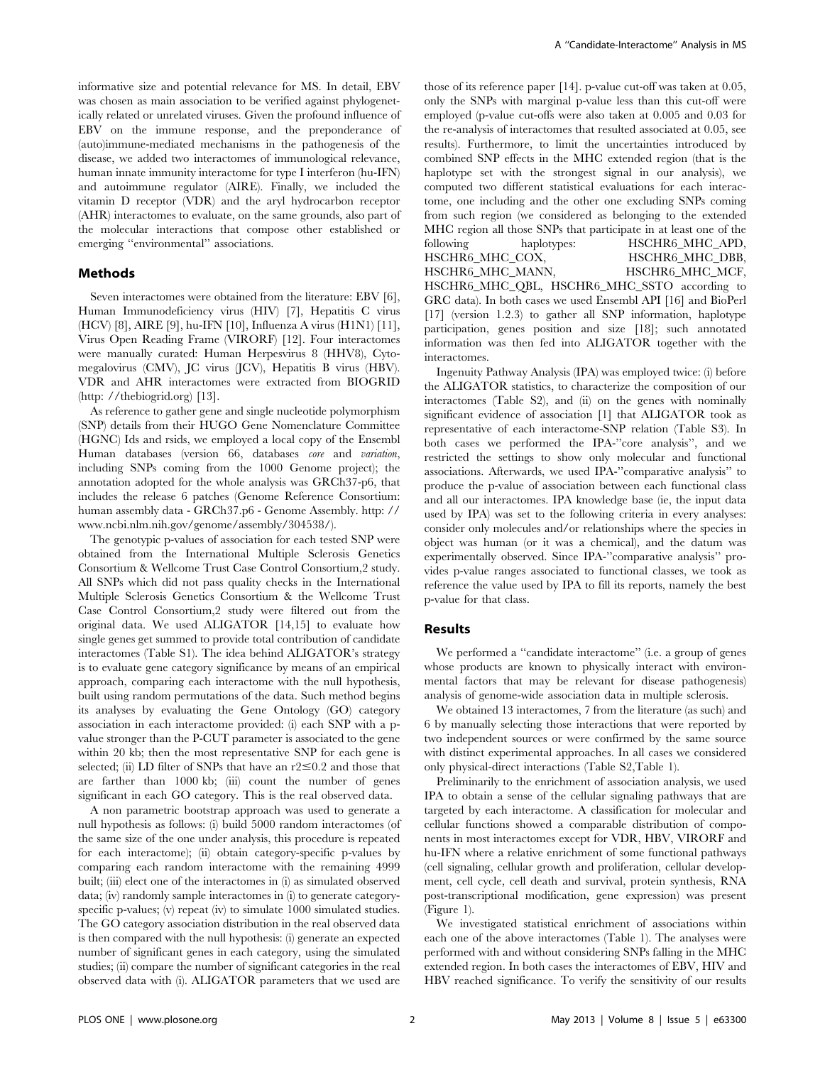informative size and potential relevance for MS. In detail, EBV was chosen as main association to be verified against phylogenetically related or unrelated viruses. Given the profound influence of EBV on the immune response, and the preponderance of (auto)immune-mediated mechanisms in the pathogenesis of the disease, we added two interactomes of immunological relevance, human innate immunity interactome for type I interferon (hu-IFN) and autoimmune regulator (AIRE). Finally, we included the vitamin D receptor (VDR) and the aryl hydrocarbon receptor (AHR) interactomes to evaluate, on the same grounds, also part of the molecular interactions that compose other established or emerging "environmental" associations.

## Methods

Seven interactomes were obtained from the literature: EBV [6], Human Immunodeficiency virus (HIV) [7], Hepatitis C virus (HCV) [8], AIRE [9], hu-IFN [10], Influenza A virus (H1N1) [11], Virus Open Reading Frame (VIRORF) [12]. Four interactomes were manually curated: Human Herpesvirus 8 (HHV8), Cytomegalovirus (CMV), JC virus (JCV), Hepatitis B virus (HBV). VDR and AHR interactomes were extracted from BIOGRID (http: //thebiogrid.org) [13].

As reference to gather gene and single nucleotide polymorphism (SNP) details from their HUGO Gene Nomenclature Committee (HGNC) Ids and rsids, we employed a local copy of the Ensembl Human databases (version 66, databases *core* and *variation*, including SNPs coming from the 1000 Genome project); the annotation adopted for the whole analysis was GRCh37-p6, that includes the release 6 patches (Genome Reference Consortium: human assembly data - GRCh37.p6 - Genome Assembly. http: //www.ncbi.nlm.nih.gov/genome/assembly/304538/).

The genotypic p-values of association for each tested SNP were obtained from the International Multiple Sclerosis Genetics Consortium & Wellcome Trust Case Control Consortium,2 study. All SNPs which did not pass quality checks in the International Multiple Sclerosis Genetics Consortium & the Wellcome Trust Case Control Consortium,2 study were filtered out from the original data. We used ALIGATOR [14,15] to evaluate how single genes get summed to provide total contribution of candidate interactomes (Table S1). The idea behind ALIGATOR's strategy is to evaluate gene category significance by means of an empirical approach, comparing each interactome with the null hypothesis, built using random permutations of the data. Such method begins its analyses by evaluating the Gene Ontology (GO) category association in each interactome provided: (i) each SNP with a p-value stronger than the P-CUT parameter is associated to the gene within 20 kb; then the most representative SNP for each gene is selected; (ii) LD filter of SNPs that have an $r2 \leq 0.2$ and those that are farther than 1000 kb; (iii) count the number of genes significant in each GO category. This is the real observed data.

A non parametric bootstrap approach was used to generate a null hypothesis as follows: (i) build 5000 random interactomes (of the same size of the one under analysis, this procedure is repeated for each interactome); (ii) obtain category-specific p-values by comparing each random interactome with the remaining 4999 built; (iii) elect one of the interactomes in (i) as simulated observed data; (iv) randomly sample interactomes in (i) to generate category-specific p-values; (v) repeat (iv) to simulate 1000 simulated studies. The GO category association distribution in the real observed data is then compared with the null hypothesis: (i) generate an expected number of significant genes in each category, using the simulated studies; (ii) compare the number of significant categories in the real observed data with (i). ALIGATOR parameters that we used are those of its reference paper [14]. p-value cut-off was taken at 0.05, only the SNPs with marginal p-value less than this cut-off were employed (p-value cut-offs were also taken at 0.005 and 0.03 for the re-analysis of interactomes that resulted associated at 0.05, see results). Furthermore, to limit the uncertainties introduced by combined SNP effects in the MHC extended region (that is the haplotype set with the strongest signal in our analysis), we computed two different statistical evaluations for each interactome, one including and the other one excluding SNPs coming from such region (we considered as belonging to the extended MHC region all those SNPs that participate in at least one of the following haplotypes: HSCHR6_MHC_APD, HSCHR6_MHC_COX, HSCHR6_MHC_DBB, HSCHR6_MHC_MANN, HSCHR6_MHC_MCF, HSCHR6_MHC_QBL, HSCHR6_MHC_SSTO according to GRC data). In both cases we used Ensembl API [16] and BioPerl [17] (version 1.2.3) to gather all SNP information, haplotype participation, genes position and size [18]; such annotated information was then fed into ALIGATOR together with the interactomes.

Ingenuity Pathway Analysis (IPA) was employed twice: (i) before the ALIGATOR statistics, to characterize the composition of our interactomes (Table S2), and (ii) on the genes with nominally significant evidence of association [1] that ALIGATOR took as representative of each interactome-SNP relation (Table S3). In both cases we performed the IPA-"core analysis", and we restricted the settings to show only molecular and functional associations. Afterwards, we used IPA-"comparative analysis" to produce the p-value of association between each functional class and all our interactomes. IPA knowledge base (ie, the input data used by IPA) was set to the following criteria in every analyses: consider only molecules and/or relationships where the species in object was human (or it was a chemical), and the datum was experimentally observed. Since IPA-"comparative analysis" provides p-value ranges associated to functional classes, we took as reference the value used by IPA to fill its reports, namely the best p-value for that class.

## Results

We performed a "candidate interactome" (i.e. a group of genes whose products are known to physically interact with environmental factors that may be relevant for disease pathogenesis) analysis of genome-wide association data in multiple sclerosis.

We obtained 13 interactomes, 7 from the literature (as such) and 6 by manually selecting those interactions that were reported by two independent sources or were confirmed by the same source with distinct experimental approaches. In all cases we considered only physical-direct interactions (Table S2,Table 1).

Preliminarily to the enrichment of association analysis, we used IPA to obtain a sense of the cellular signaling pathways that are targeted by each interactome. A classification for molecular and cellular functions showed a comparable distribution of components in most interactomes except for VDR, HBV, VIRORF and hu-IFN where a relative enrichment of some functional pathways (cell signaling, cellular growth and proliferation, cellular development, cell cycle, cell death and survival, protein synthesis, RNA post-transcriptional modification, gene expression) was present (Figure 1).

We investigated statistical enrichment of associations within each one of the above interactomes (Table 1). The analyses were performed with and without considering SNPs falling in the MHC extended region. In both cases the interactomes of EBV, HIV and HBV reached significance. To verify the sensitivity of our results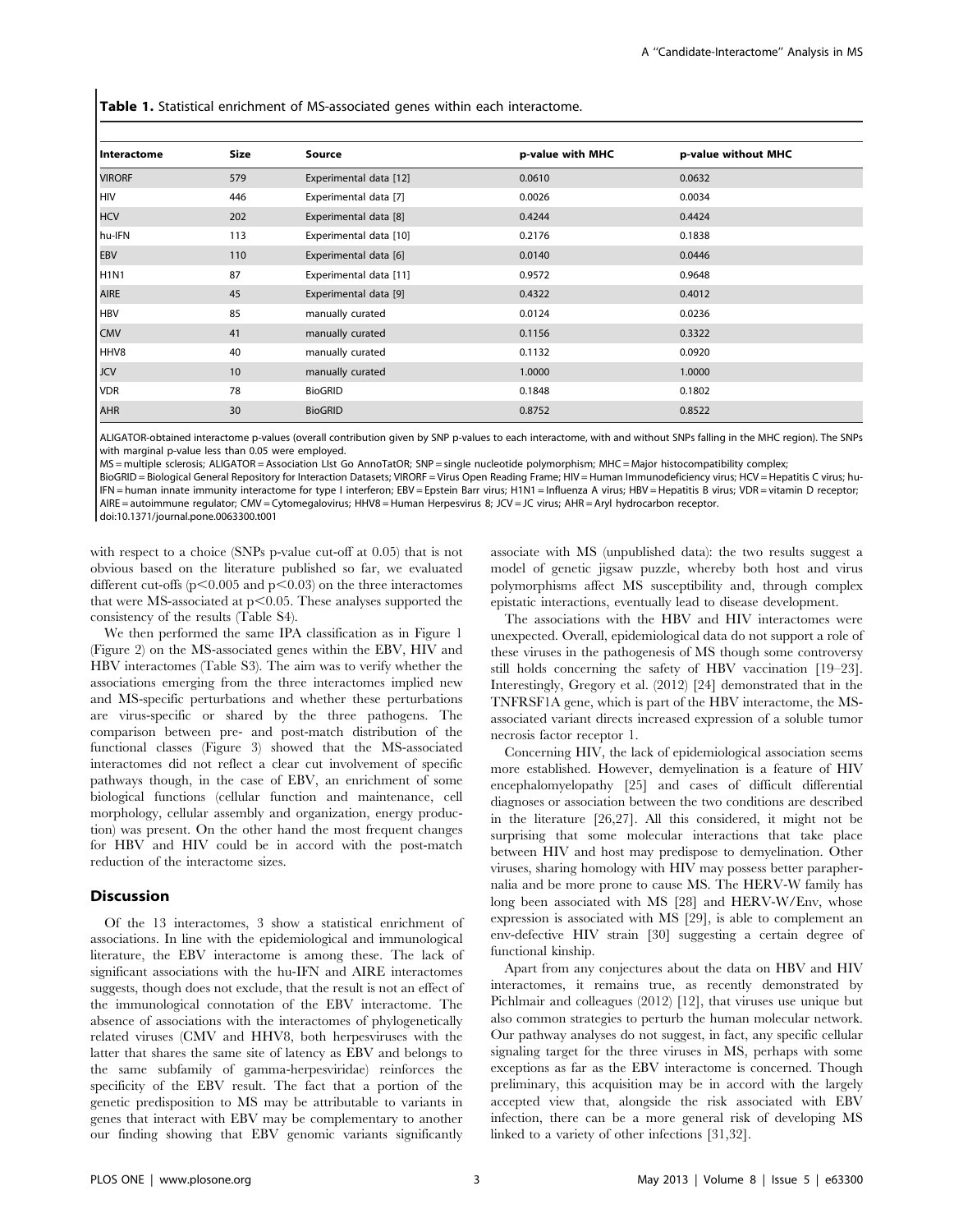**Table 1.** Statistical enrichment of MS-associated genes within each interactome.

| Interactome | Size | Source | p-value with MHC | p-value without MHC |
|---|---|---|---|---|
| VIRORF | 579 | Experimental data [12] | 0.0610 | 0.0632 |
| HIV | 446 | Experimental data [7] | 0.0026 | 0.0034 |
| HCV | 202 | Experimental data [8] | 0.4244 | 0.4424 |
| hu-IFN | 113 | Experimental data [10] | 0.2176 | 0.1838 |
| EBV | 110 | Experimental data [6] | 0.0140 | 0.0446 |
| H1N1 | 87 | Experimental data [11] | 0.9572 | 0.9648 |
| AIRE | 45 | Experimental data [9] | 0.4322 | 0.4012 |
| HBV | 85 | manually curated | 0.0124 | 0.0236 |
| CMV | 41 | manually curated | 0.1156 | 0.3322 |
| HHV8 | 40 | manually curated | 0.1132 | 0.0920 |
| JCV | 10 | manually curated | 1.0000 | 1.0000 |
| VDR | 78 | BioGRID | 0.1848 | 0.1802 |
| AHR | 30 | BioGRID | 0.8752 | 0.8522 |

ALIGATOR-obtained interactome p-values (overall contribution given by SNP p-values to each interactome, with and without SNPs falling in the MHC region). The SNPs with marginal p-value less than 0.05 were employed.

MS = multiple sclerosis; ALIGATOR = Association LIst Go AnnoTatOR; SNP = single nucleotide polymorphism; MHC = Major histocompatibility complex; BioGRID = Biological General Repository for Interaction Datasets; VIRORF = Virus Open Reading Frame; HIV = Human Immunodeficiency virus; HCV = Hepatitis C virus; hu-IFN = human innate immunity interactome for type I interferon; EBV = Epstein Barr virus; H1N1 = Influenza A virus; HBV = Hepatitis B virus; VDR = vitamin D receptor; AIRE = autoimmune regulator; CMV = Cytomegalovirus; HHV8 = Human Herpesvirus 8; JCV = JC virus; AHR = Aryl hydrocarbon receptor.

doi:10.1371/journal.pone.0063300.t001

with respect to a choice (SNPs p-value cut-off at 0.05) that is not obvious based on the literature published so far, we evaluated different cut-offs ($p<0.005$ and $p<0.03$) on the three interactomes that were MS-associated at $p<0.05$. These analyses supported the consistency of the results (Table S4).

We then performed the same IPA classification as in Figure 1 (Figure 2) on the MS-associated genes within the EBV, HIV and HBV interactomes (Table S3). The aim was to verify whether the associations emerging from the three interactomes implied new and MS-specific perturbations and whether these perturbations are virus-specific or shared by the three pathogens. The comparison between pre- and post-match distribution of the functional classes (Figure 3) showed that the MS-associated interactomes did not reflect a clear cut involvement of specific pathways though, in the case of EBV, an enrichment of some biological functions (cellular function and maintenance, cell morphology, cellular assembly and organization, energy production) was present. On the other hand the most frequent changes for HBV and HIV could be in accord with the post-match reduction of the interactome sizes.

## Discussion

Of the 13 interactomes, 3 show a statistical enrichment of associations. In line with the epidemiological and immunological literature, the EBV interactome is among these. The lack of significant associations with the hu-IFN and AIRE interactomes suggests, though does not exclude, that the result is not an effect of the immunological connotation of the EBV interactome. The absence of associations with the interactomes of phylogenetically related viruses (CMV and HHV8, both herpesviruses with the latter that shares the same site of latency as EBV and belongs to the same subfamily of gamma-herpesviridae) reinforces the specificity of the EBV result. The fact that a portion of the genetic predisposition to MS may be attributable to variants in genes that interact with EBV may be complementary to another our finding showing that EBV genomic variants significantly associate with MS (unpublished data): the two results suggest a model of genetic jigsaw puzzle, whereby both host and virus polymorphisms affect MS susceptibility and, through complex epistatic interactions, eventually lead to disease development.

The associations with the HBV and HIV interactomes were unexpected. Overall, epidemiological data do not support a role of these viruses in the pathogenesis of MS though some controversy still holds concerning the safety of HBV vaccination [19–23]. Interestingly, Gregory et al. (2012) [24] demonstrated that in the TNFRSF1A gene, which is part of the HBV interactome, the MS-associated variant directs increased expression of a soluble tumor necrosis factor receptor 1.

Concerning HIV, the lack of epidemiological association seems more established. However, demyelination is a feature of HIV encephalomyelopathy [25] and cases of difficult differential diagnoses or association between the two conditions are described in the literature [26,27]. All this considered, it might not be surprising that some molecular interactions that take place between HIV and host may predispose to demyelination. Other viruses, sharing homology with HIV may possess better paraphernalia and be more prone to cause MS. The HERV-W family has long been associated with MS [28] and HERV-W/Env, whose expression is associated with MS [29], is able to complement an env-defective HIV strain [30] suggesting a certain degree of functional kinship.

Apart from any conjectures about the data on HBV and HIV interactomes, it remains true, as recently demonstrated by Pichlmair and colleagues (2012) [12], that viruses use unique but also common strategies to perturb the human molecular network. Our pathway analyses do not suggest, in fact, any specific cellular signaling target for the three viruses in MS, perhaps with some exceptions as far as the EBV interactome is concerned. Though preliminary, this acquisition may be in accord with the largely accepted view that, alongside the risk associated with EBV infection, there can be a more general risk of developing MS linked to a variety of other infections [31,32].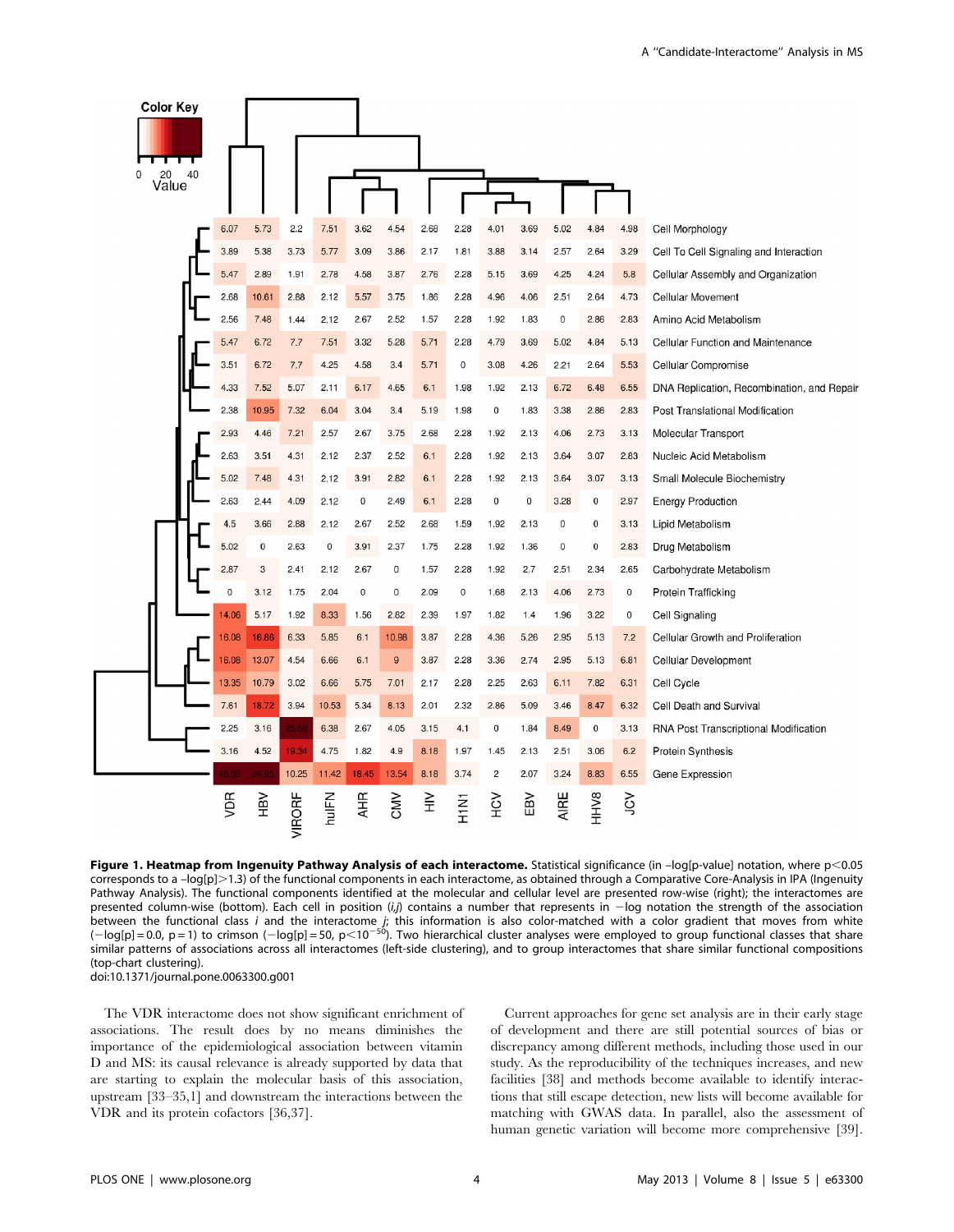| | VDR | HBV | VIRORF | huIFN | AHR | CMV | HIV | H1N1 | HCV | EBV | AIRE | HHV8 | JCV |
|---|---|---|---|---|---|---|---|---|---|---|---|---|---|
| Cell Morphology | 6.07 | 5.73 | 2.2 | 7.51 | 3.62 | 4.54 | 2.68 | 2.28 | 4.01 | 3.69 | 5.02 | 4.84 | 4.98 |
| Cell To Cell Signaling and Interaction | 3.89 | 5.38 | 3.73 | 5.77 | 3.09 | 3.86 | 2.17 | 1.81 | 3.88 | 3.14 | 2.57 | 2.64 | 3.29 |
| Cellular Assembly and Organization | 5.47 | 2.89 | 1.91 | 2.78 | 4.58 | 3.87 | 2.76 | 2.28 | 5.15 | 3.69 | 4.25 | 4.24 | 5.8 |
| Cellular Movement | 2.68 | 10.61 | 2.68 | 2.12 | 5.57 | 3.75 | 1.86 | 2.28 | 4.96 | 4.06 | 2.51 | 2.64 | 4.73 |
| Amino Acid Metabolism | 2.56 | 7.48 | 1.44 | 2.12 | 2.67 | 2.52 | 1.57 | 2.28 | 1.92 | 1.83 | 0 | 2.86 | 2.83 |
| Cellular Function and Maintenance | 5.47 | 6.72 | 7.7 | 7.51 | 3.32 | 5.28 | 5.71 | 2.28 | 4.79 | 3.69 | 5.02 | 4.84 | 5.13 |
| Cellular Compromise | 3.51 | 6.72 | 7.7 | 4.25 | 4.58 | 3.4 | 5.71 | 0 | 3.08 | 4.26 | 2.21 | 2.64 | 5.53 |
| DNA Replication, Recombination, and Repair | 4.33 | 7.52 | 5.07 | 2.11 | 6.17 | 4.65 | 6.1 | 1.98 | 1.92 | 2.13 | 6.72 | 6.48 | 6.55 |
| Post Translational Modification | 2.38 | 10.95 | 7.32 | 6.04 | 3.04 | 3.4 | 5.19 | 1.98 | 0 | 1.83 | 3.38 | 2.86 | 2.83 |
| Molecular Transport | 2.93 | 4.46 | 7.21 | 2.57 | 2.67 | 3.75 | 2.68 | 2.28 | 1.92 | 2.13 | 4.06 | 2.73 | 3.13 |
| Nucleic Acid Metabolism | 2.63 | 3.51 | 4.31 | 2.12 | 2.37 | 2.52 | 6.1 | 2.28 | 1.92 | 2.13 | 3.64 | 3.07 | 2.83 |
| Small Molecule Biochemistry | 5.02 | 7.48 | 4.31 | 2.12 | 3.91 | 2.82 | 6.1 | 2.28 | 1.92 | 2.13 | 3.64 | 3.07 | 3.13 |
| Energy Production | 2.63 | 2.44 | 4.09 | 2.12 | 0 | 2.49 | 6.1 | 2.28 | 0 | 0 | 3.28 | 0 | 2.97 |
| Lipid Metabolism | 4.5 | 3.66 | 2.88 | 2.12 | 2.67 | 2.52 | 2.68 | 1.59 | 1.92 | 2.13 | 0 | 0 | 3.13 |
| Drug Metabolism | 5.02 | 0 | 2.63 | 0 | 3.91 | 2.37 | 1.75 | 2.28 | 1.92 | 1.36 | 0 | 0 | 2.83 |
| Carbohydrate Metabolism | 2.87 | 3 | 2.41 | 2.12 | 2.67 | 0 | 1.57 | 2.28 | 1.92 | 2.7 | 2.51 | 2.34 | 2.65 |
| Protein Trafficking | 0 | 3.12 | 1.75 | 2.04 | 0 | 0 | 2.09 | 0 | 1.68 | 2.13 | 4.06 | 2.73 | 0 |
| Cell Signaling | 14.06 | 5.17 | 1.92 | 8.33 | 1.56 | 2.82 | 2.39 | 1.97 | 1.82 | 1.4 | 1.96 | 3.22 | 0 |
| Cellular Growth and Proliferation | 16.08 | 16.86 | 6.33 | 5.85 | 6.1 | 10.98 | 3.87 | 2.28 | 4.36 | 5.26 | 2.95 | 5.13 | 7.2 |
| Cellular Development | 16.08 | 13.07 | 4.54 | 6.66 | 6.1 | 9 | 3.87 | 2.28 | 3.36 | 2.74 | 2.95 | 5.13 | 6.81 |
| Cell Cycle | 13.35 | 10.79 | 3.02 | 6.66 | 5.75 | 7.01 | 2.17 | 2.28 | 2.25 | 2.63 | 6.11 | 7.82 | 6.31 |
| Cell Death and Survival | 7.61 | 18.72 | 3.94 | 10.53 | 5.34 | 8.13 | 2.01 | 2.32 | 2.86 | 5.09 | 3.46 | 8.47 | 6.32 |
| RNA Post Transcriptional Modification | 2.25 | 3.16 | 25.56 | 6.38 | 2.67 | 4.05 | 3.15 | 4.1 | 0 | 1.84 | 8.49 | 0 | 3.13 |
| Protein Synthesis | 3.16 | 4.52 | 19.34 | 4.75 | 1.82 | 4.9 | 8.18 | 1.97 | 1.45 | 2.13 | 2.51 | 3.06 | 6.2 |
| Gene Expression | 45.03 | 24.95 | 10.25 | 11.42 | 18.45 | 13.54 | 8.18 | 3.74 | 2 | 2.07 | 3.24 | 8.83 | 6.55 |

Color Key: Value 0 – 20 – 40

**Figure 1. Heatmap from Ingenuity Pathway Analysis of each interactome.** Statistical significance (in –log[p-value] notation, where $p<0.05$ corresponds to a $-\log[p]>1.3$) of the functional components in each interactome, as obtained through a Comparative Core-Analysis in IPA (Ingenuity Pathway Analysis). The functional components identified at the molecular and cellular level are presented row-wise (right); the interactomes are presented column-wise (bottom). Each cell in position ($i$,$j$) contains a number that represents in $-\log$ notation the strength of the association between the functional class $i$ and the interactome $j$; this information is also color-matched with a color gradient that moves from white ($-\log[p]=0.0$, $p=1$) to crimson ($-\log[p]=50$, $p<10^{-50}$). Two hierarchical cluster analyses were employed to group functional classes that share similar patterns of associations across all interactomes (left-side clustering), and to group interactomes that share similar functional compositions (top-chart clustering).
doi:10.1371/journal.pone.0063300.g001

The VDR interactome does not show significant enrichment of associations. The result does by no means diminishes the importance of the epidemiological association between vitamin D and MS: its causal relevance is already supported by data that are starting to explain the molecular basis of this association, upstream [33–35,1] and downstream the interactions between the VDR and its protein cofactors [36,37].

Current approaches for gene set analysis are in their early stage of development and there are still potential sources of bias or discrepancy among different methods, including those used in our study. As the reproducibility of the techniques increases, and new facilities [38] and methods become available to identify interactions that still escape detection, new lists will become available for matching with GWAS data. In parallel, also the assessment of human genetic variation will become more comprehensive [39].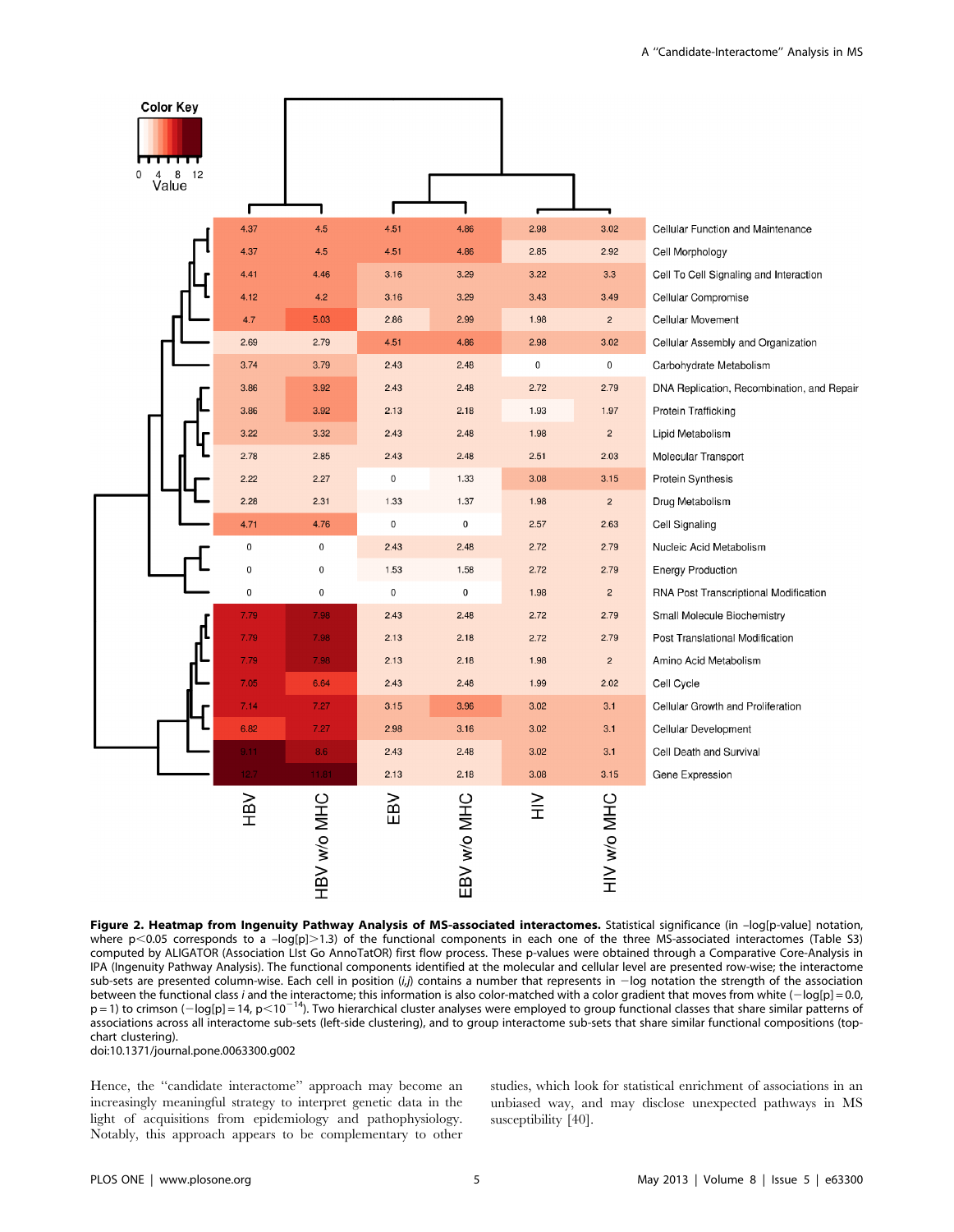| | HBV | HBV w/o MHC | EBV | EBV w/o MHC | HIV | HIV w/o MHC |
|---|---|---|---|---|---|---|
| Cellular Function and Maintenance | 4.37 | 4.5 | 4.51 | 4.86 | 2.98 | 3.02 |
| Cell Morphology | 4.37 | 4.5 | 4.51 | 4.86 | 2.85 | 2.92 |
| Cell To Cell Signaling and Interaction | 4.41 | 4.46 | 3.16 | 3.29 | 3.22 | 3.3 |
| Cellular Compromise | 4.12 | 4.2 | 3.16 | 3.29 | 3.43 | 3.49 |
| Cellular Movement | 4.7 | 5.03 | 2.86 | 2.99 | 1.98 | 2 |
| Cellular Assembly and Organization | 2.69 | 2.79 | 4.51 | 4.86 | 2.98 | 3.02 |
| Carbohydrate Metabolism | 3.74 | 3.79 | 2.43 | 2.48 | 0 | 0 |
| DNA Replication, Recombination, and Repair | 3.86 | 3.92 | 2.43 | 2.48 | 2.72 | 2.79 |
| Protein Trafficking | 3.86 | 3.92 | 2.13 | 2.18 | 1.93 | 1.97 |
| Lipid Metabolism | 3.22 | 3.32 | 2.43 | 2.48 | 1.98 | 2 |
| Molecular Transport | 2.78 | 2.85 | 2.43 | 2.48 | 2.51 | 2.03 |
| Protein Synthesis | 2.22 | 2.27 | 0 | 1.33 | 3.08 | 3.15 |
| Drug Metabolism | 2.28 | 2.31 | 1.33 | 1.37 | 1.98 | 2 |
| Cell Signaling | 4.71 | 4.76 | 0 | 0 | 2.57 | 2.63 |
| Nucleic Acid Metabolism | 0 | 0 | 2.43 | 2.48 | 2.72 | 2.79 |
| Energy Production | 0 | 0 | 1.53 | 1.58 | 2.72 | 2.79 |
| RNA Post Transcriptional Modification | 0 | 0 | 0 | 0 | 1.98 | 2 |
| Small Molecule Biochemistry | 7.79 | 7.98 | 2.43 | 2.48 | 2.72 | 2.79 |
| Post Translational Modification | 7.79 | 7.98 | 2.13 | 2.18 | 2.72 | 2.79 |
| Amino Acid Metabolism | 7.79 | 7.98 | 2.13 | 2.18 | 1.98 | 2 |
| Cell Cycle | 7.05 | 6.64 | 2.43 | 2.48 | 1.99 | 2.02 |
| Cellular Growth and Proliferation | 7.14 | 7.27 | 3.15 | 3.96 | 3.02 | 3.1 |
| Cellular Development | 6.82 | 7.27 | 2.98 | 3.16 | 3.02 | 3.1 |
| Cell Death and Survival | 9.11 | 8.6 | 2.43 | 2.48 | 3.02 | 3.1 |
| Gene Expression | 12.7 | 11.81 | 2.13 | 2.18 | 3.08 | 3.15 |

**Figure 2. Heatmap from Ingenuity Pathway Analysis of MS-associated interactomes.** Statistical significance (in –log[p-value] notation, where $p<0.05$ corresponds to a $-\log[p]>1.3$) of the functional components in each one of the three MS-associated interactomes (Table S3) computed by ALIGATOR (Association LIst Go AnnoTatOR) first flow process. These p-values were obtained through a Comparative Core-Analysis in IPA (Ingenuity Pathway Analysis). The functional components identified at the molecular and cellular level are presented row-wise; the interactome sub-sets are presented column-wise. Each cell in position (*i,j*) contains a number that represents in −log notation the strength of the association between the functional class *i* and the interactome; this information is also color-matched with a color gradient that moves from white ($-\log[p]=0.0$, $p=1$) to crimson ($-\log[p]=14$, $p<10^{-14}$). Two hierarchical cluster analyses were employed to group functional classes that share similar patterns of associations across all interactome sub-sets (left-side clustering), and to group interactome sub-sets that share similar functional compositions (top-chart clustering).
doi:10.1371/journal.pone.0063300.g002

Hence, the "candidate interactome" approach may become an increasingly meaningful strategy to interpret genetic data in the light of acquisitions from epidemiology and pathophysiology. Notably, this approach appears to be complementary to other studies, which look for statistical enrichment of associations in an unbiased way, and may disclose unexpected pathways in MS susceptibility [40].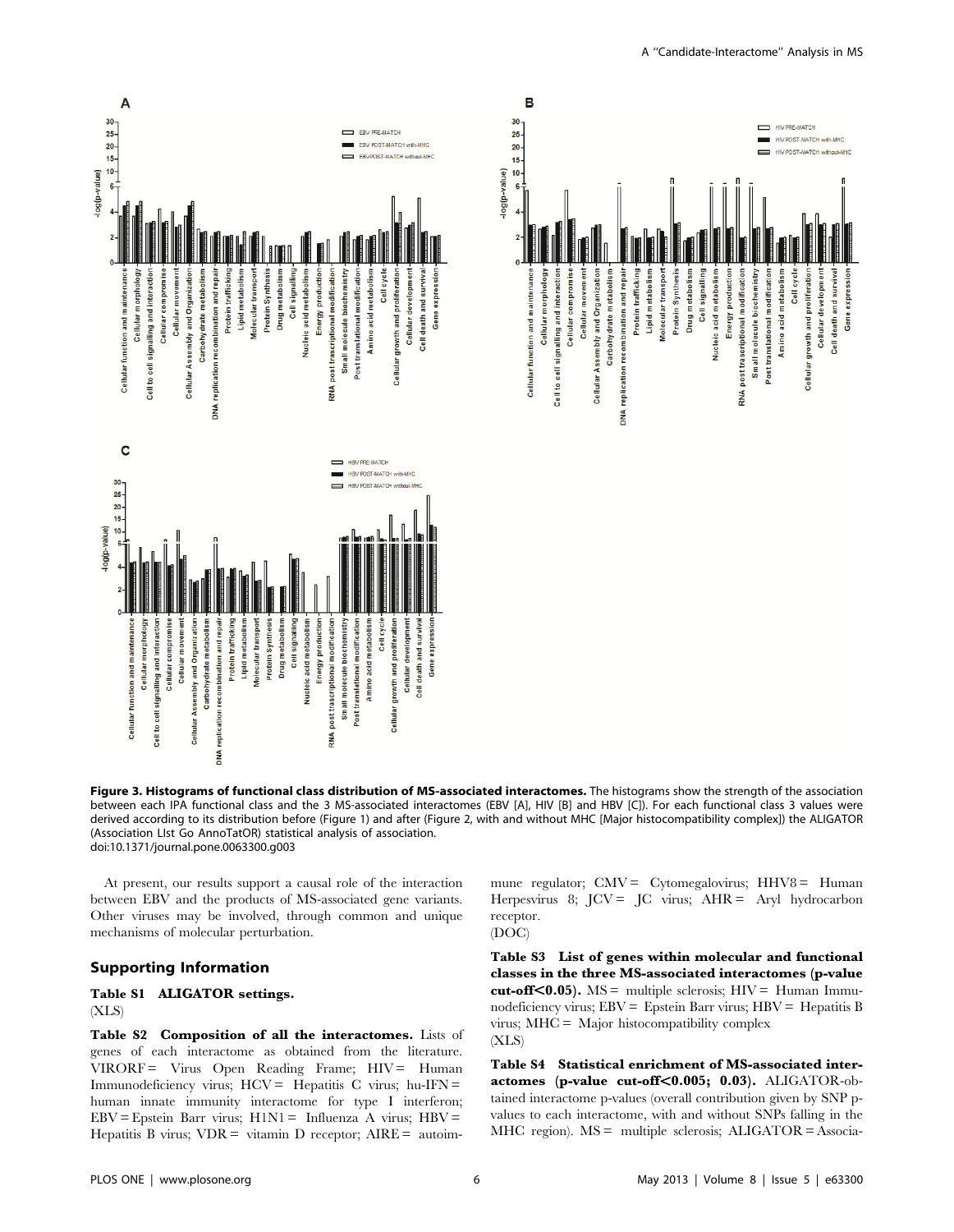**Figure 3. Histograms of functional class distribution of MS-associated interactomes.** The histograms show the strength of the association between each IPA functional class and the 3 MS-associated interactomes (EBV [A], HIV [B] and HBV [C]). For each functional class 3 values were derived according to its distribution before (Figure 1) and after (Figure 2, with and without MHC [Major histocompatibility complex]) the ALIGATOR (Association LIst Go AnnoTatOR) statistical analysis of association.
doi:10.1371/journal.pone.0063300.g003

At present, our results support a causal role of the interaction between EBV and the products of MS-associated gene variants. Other viruses may be involved, through common and unique mechanisms of molecular perturbation.

## Supporting Information

**Table S1 ALIGATOR settings.**
(XLS)

**Table S2 Composition of all the interactomes.** Lists of genes of each interactome as obtained from the literature. VIRORF = Virus Open Reading Frame; HIV = Human Immunodeficiency virus; HCV = Hepatitis C virus; hu-IFN = human innate immunity interactome for type I interferon; EBV = Epstein Barr virus; H1N1 = Influenza A virus; HBV = Hepatitis B virus; VDR = vitamin D receptor; AIRE = autoimmune regulator; CMV = Cytomegalovirus; HHV8 = Human Herpesvirus 8; JCV = JC virus; AHR = Aryl hydrocarbon receptor.
(DOC)

**Table S3 List of genes within molecular and functional classes in the three MS-associated interactomes (p-value cut-off<0.05).** MS = multiple sclerosis; HIV = Human Immunodeficiency virus; EBV = Epstein Barr virus; HBV = Hepatitis B virus; MHC = Major histocompatibility complex
(XLS)

**Table S4 Statistical enrichment of MS-associated interactomes (p-value cut-off<0.005; 0.03).** ALIGATOR-obtained interactome p-values (overall contribution given by SNP p-values to each interactome, with and without SNPs falling in the MHC region). MS = multiple sclerosis; ALIGATOR = Associa-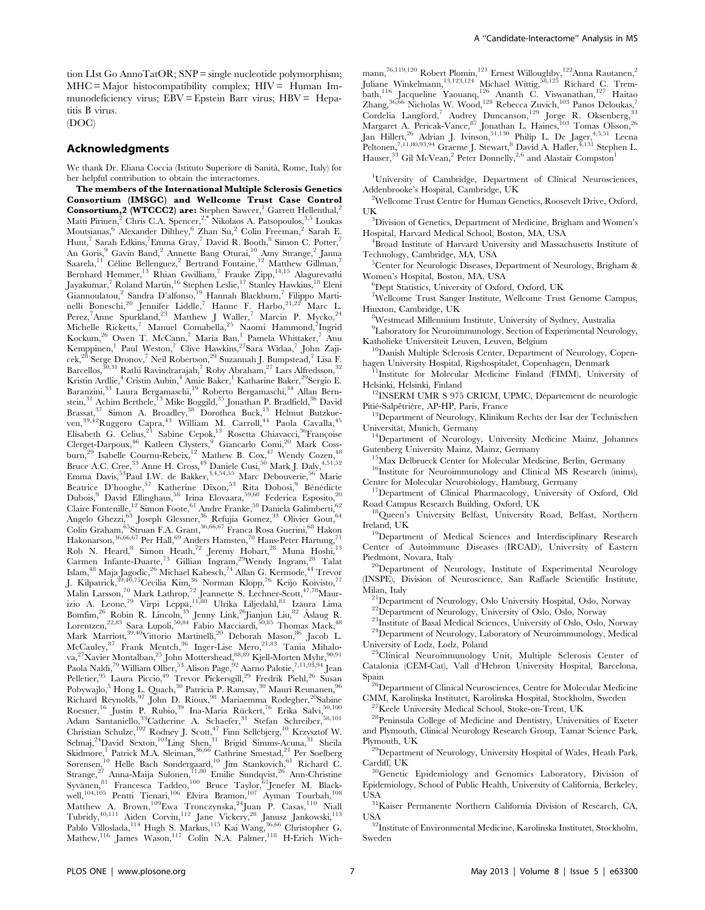tion LIst Go AnnoTatOR; SNP = single nucleotide polymorphism; MHC = Major histocompatibility complex; HIV = Human Immunodeficiency virus; EBV = Epstein Barr virus; HBV = Hepatitis B virus.
(DOC)

## Acknowledgments

We thank Dr. Eliana Coccia (Istituto Superiore di Sanità, Rome, Italy) for her helpful contribution to obtain the interactomes.

**The members of the International Multiple Sclerosis Genetics Consortium (IMSGC) and Wellcome Trust Case Control Consortium,2 (WTCCC2) are:** Stephen Sawcer,[1] Garrett Hellenthal,[2] Matti Pirinen,[2] Chris C.A. Spencer,[2,*] Nikolaos A. Patsopoulos,[3,5] Loukas Moutsianas,[6] Alexander Dilthey,[6] Zhan Su,[2] Colin Freeman,[2] Sarah E. Hunt,[7] Sarah Edkins,[7] Emma Gray,[7] David R. Booth,[8] Simon C. Potter,[7] An Goris,[9] Gavin Band,[2] Annette Bang Oturai,[10] Amy Strange,[2] Janna Saarela,[11] Céline Bellenguez,[2] Bertrand Fontaine,[12] Matthew Gillman,[7] Bernhard Hemmer,[13] Rhian Gwilliam,[7] Frauke Zipp,[14,15] Alagurevathi Jayakumar,[7] Roland Martin,[16] Stephen Leslie,[17] Stanley Hawkins,[18] Eleni Giannoulatou,[2] Sandra D'alfonso,[19] Hannah Blackburn,[7] Filippo Martinelli Boneschi,[20] Jennifer Liddle,[7] Hanne F. Harbo,[21,22] Marc L. Perez,[7] Anne Spurkland,[23] Matthew J Waller,[7] Marcin P. Mycko,[24] Michelle Ricketts,[7] Manuel Comabella,[25] Naomi Hammond,[7] Ingrid Kockum,[26] Owen T. McCann,[7] Maria Ban,[1] Pamela Whittaker,[7] Anu Kemppinen,[1] Paul Weston,[7] Clive Hawkins,[27] Sara Widaa,[7] John Zajicek,[28] Serge Dronov,[7] Neil Robertson,[29] Suzannah J. Bumpstead,[7] Lisa F. Barcellos,[30,31] Rathi Ravindrarajah,[7] Roby Abraham,[27] Lars Alfredsson,[32] Kristin Ardlie,[4] Cristin Aubin,[4] Amie Baker,[1] Katharine Baker,[29] Sergio E. Baranzini,[33] Laura Bergamaschi,[19] Roberto Bergamaschi,[34] Allan Bernstein,[31] Achim Berthele,[13] Mike Boggild,[35] Jonathan P. Bradfield,[36] David Brassat,[37] Simon A. Broadley,[38] Dorothea Buck,[13] Helmut Butzkueven,[39,42] Ruggero Capra,[43] William M. Carroll,[44] Paola Cavalla,[45] Elisabeth G. Celius,[21] Sabine Cepok,[13] Rosetta Chiavacci,[36] Françoise Clerget-Darpoux,[46] Katleen Clysters,[9] Giancarlo Comi,[20] Mark Cossburn,[29] Isabelle Cournu-Rebeix,[12] Mathew B. Cox,[47] Wendy Cozen,[48] Bruce A.C. Cree,[33] Anne H. Cross,[49] Daniele Cusi,[50] Mark J. Daly,[4,51,52] Emma Davis,[53] Paul I.W. de Bakker,[3,4,54,55] Marc Debouverie,[56] Marie Beatrice D'hooghe,[57] Katherine Dixon,[53] Rita Dobosi,[9] Bénédicte Dubois,[9] David Ellinghaus,[58] Irina Elovaara,[59,60] Federica Esposito,[20] Claire Fontenille,[12] Simon Foote,[61] Andre Franke,[58] Daniela Galimberti,[62] Angelo Ghezzi,[63] Joseph Glessner,[36] Refujia Gomez,[33] Olivier Gout,[64] Colin Graham,[65] Struan F.A. Grant,[36,66,67] Franca Rosa Guerini,[68] Hakon Hakonarson,[36,66,67] Per Hall,[69] Anders Hamsten,[70] Hans-Peter Hartung,[71] Rob N. Heard,[8] Simon Heath,[72] Jeremy Hobart,[28] Muna Hoshi,[13] Carmen Infante-Duarte,[73] Gillian Ingram,[29] Wendy Ingram,[28] Talat Islam,[48] Maja Jagodic,[26] Michael Kabesch,[74] Allan G. Kermode,[44] Trevor J. Kilpatrick,[39,40,73] Cecilia Kim,[36] Norman Klopp,[76] Keijo Koivisto,[77] Malin Larsson,[70] Mark Lathrop,[72] Jeannette S. Lechner-Scott,[47,78] Maurizio A. Leone,[79] Virpi Leppä,[11,80] Ulrika Liljedahl,[81] Izaura Lima Bomfim,[26] Robin R. Lincoln,[33] Jenny Link,[26] Jianjun Liu,[82] Åslaug R. Lorentzen,[22,83] Sara Lupoli,[50,84] Fabio Macciardi,[50,85] Thomas Mack,[48] Mark Marriott,[39,40] Vittorio Martinelli,[20] Deborah Mason,[86] Jacob L. McCauley,[87] Frank Mentch,[36] Inger-Lise Mero,[21,83] Tania Mihalova,[27] Xavier Montalban,[25] John Mottershead,[88,89] Kjell-Morten Myhr,[90,91] Paola Naldi,[79] William Ollier,[53] Alison Page,[92] Aarno Palotie,[7,11,93,94] Jean Pelletier,[95] Laura Piccio,[49] Trevor Pickersgill,[29] Fredrik Piehl,[26] Susan Pobywajlo,[5] Hong L. Quach,[30] Patricia P. Ramsay,[30] Mauri Reunanen,[96] Richard Reynolds,[97] John D. Rioux,[98] Mariaemma Rodegher,[20] Sabine Roesner,[16] Justin P. Rubio,[39] Ina-Maria Rückert,[76] Erika Salvi,[50,100] Adam Santaniello,[33] Catherine A. Schaefer,[31] Stefan Schreiber,[58,101] Christian Schulze,[102] Rodney J. Scott,[47] Finn Sellebjerg,[10] Krzysztof W. Selmaj,[24] David Sexton,[103] Ling Shen,[31] Brigid Simms-Acuna,[31] Sheila Skidmore,[1] Patrick M.A. Sleiman,[36,66] Cathrine Smestad,[21] Per Soelberg Sørensen,[10] Helle Bach Søndergaard,[10] Jim Stankovich,[61] Richard C. Strange,[27] Anna-Maija Sulonen,[11,80] Emilie Sundqvist,[26] Ann-Christine Syvänen,[81] Francesca Taddeo,[100] Bruce Taylor,[61] Jenefer M. Blackwell,[104,105] Pentti Tienari,[106] Elvira Bramon,[107] Ayman Tourbah,[108] Matthew A. Brown,[109] Ewa Tronczynska,[24] Juan P. Casas,[110] Niall Tubridy,[40,111] Aiden Corvin,[112] Jane Vickery,[28] Janusz Jankowski,[113] Pablo Villoslada,[114] Hugh S. Markus,[115] Kai Wang,[36,66] Christopher G. Mathew,[116] James Wason,[117] Colin N.A. Palmer,[118] H-Erich Wichmann,[76,119,120] Robert Plomin,[121] Ernest Willoughby,[122] Anna Rautanen,[2] Juliane Winkelmann,[13,123,124] Michael Wittig,[58,125] Richard C. Trembath,[116] Jacqueline Yaouanq,[126] Ananth C. Viswanathan,[127] Haitao Zhang,[36,66] Nicholas W. Wood,[128] Rebecca Zuvich,[103] Panos Deloukas,[7] Cordelia Langford,[7] Audrey Duncanson,[129] Jorge R. Oksenberg,[33] Margaret A. Pericak-Vance,[87] Jonathan L. Haines,[103] Tomas Olsson,[26] Jan Hillert,[26] Adrian J. Ivinson,[51,130] Philip L. De Jager,[4,5,51] Leena Peltonen,[7,11,80,93,94] Graeme J. Stewart,[8] David A. Hafler,[4,131] Stephen L. Hauser,[33] Gil McVean,[2] Peter Donnelly,[2,6] and Alastair Compston[1]

[1]University of Cambridge, Department of Clinical Neurosciences, Addenbrooke's Hospital, Cambridge, UK

[2]Wellcome Trust Centre for Human Genetics, Roosevelt Drive, Oxford, UK

[3]Division of Genetics, Department of Medicine, Brigham and Women's Hospital, Harvard Medical School, Boston, MA, USA

[4]Broad Institute of Harvard University and Massachusetts Institute of Technology, Cambridge, MA, USA

[5]Center for Neurologic Diseases, Department of Neurology, Brigham & Women's Hospital, Boston, MA, USA

[6]Dept Statistics, University of Oxford, Oxford, UK

[7]Wellcome Trust Sanger Institute, Wellcome Trust Genome Campus, Hinxton, Cambridge, UK

[8]Westmead Millennium Institute, University of Sydney, Australia

[9]Laboratory for Neuroimmunology, Section of Experimental Neurology, Katholieke Universiteit Leuven, Leuven, Belgium

[10]Danish Multiple Sclerosis Center, Department of Neurology, Copenhagen University Hospital, Rigshospitalet, Copenhagen, Denmark

[11]Institute for Molecular Medicine Finland (FIMM), University of Helsinki, Helsinki, Finland

[12]INSERM UMR S 975 CRICM, UPMC, Département de neurologie Pitié-Salpêtrière, AP-HP, Paris, France

[13]Department of Neurology, Klinikum Rechts der Isar der Technischen Universität, Munich, Germany

[14]Department of Neurology, University Medicine Mainz, Johannes Gutenberg University Mainz, Mainz, Germany

[15]Max Delbrueck Center for Molecular Medicine, Berlin, Germany

[16]Institute for Neuroimmunology and Clinical MS Research (inims), Centre for Molecular Neurobiology, Hamburg, Germany

[17]Department of Clinical Pharmacology, University of Oxford, Old Road Campus Research Building, Oxford, UK

[18]Queen's University Belfast, University Road, Belfast, Northern Ireland, UK

[19]Department of Medical Sciences and Interdisciplinary Research Center of Autoimmune Diseases (IRCAD), University of Eastern Piedmont, Novara, Italy

[20]Department of Neurology, Institute of Experimental Neurology (INSPE), Division of Neuroscience, San Raffaele Scientific Institute, Milan, Italy

[21]Department of Neurology, Oslo University Hospital, Oslo, Norway

[22]Department of Neurology, University of Oslo, Oslo, Norway

[23]Institute of Basal Medical Sciences, University of Oslo, Oslo, Norway

[24]Department of Neurology, Laboratory of Neuroimmunology, Medical University of Lodz, Lodz, Poland

[25]Clinical Neuroimmunology Unit, Multiple Sclerosis Center of Catalonia (CEM-Cat), Vall d'Hebron University Hospital, Barcelona, Spain

[26]Department of Clinical Neurosciences, Centre for Molecular Medicine CMM, Karolinska Institutet, Karolinska Hospital, Stockholm, Sweden

[27]Keele University Medical School, Stoke-on-Trent, UK

[28]Peninsula College of Medicine and Dentistry, Universities of Exeter and Plymouth, Clinical Neurology Research Group, Tamar Science Park, Plymouth, UK

[29]Department of Neurology, University Hospital of Wales, Heath Park, Cardiff, UK

[30]Genetic Epidemiology and Genomics Laboratory, Division of Epidemiology, School of Public Health, University of California, Berkeley, USA

[31]Kaiser Permanente Northern California Division of Research, CA, USA

[32]Institute of Environmental Medicine, Karolinska Institutet, Stockholm, Sweden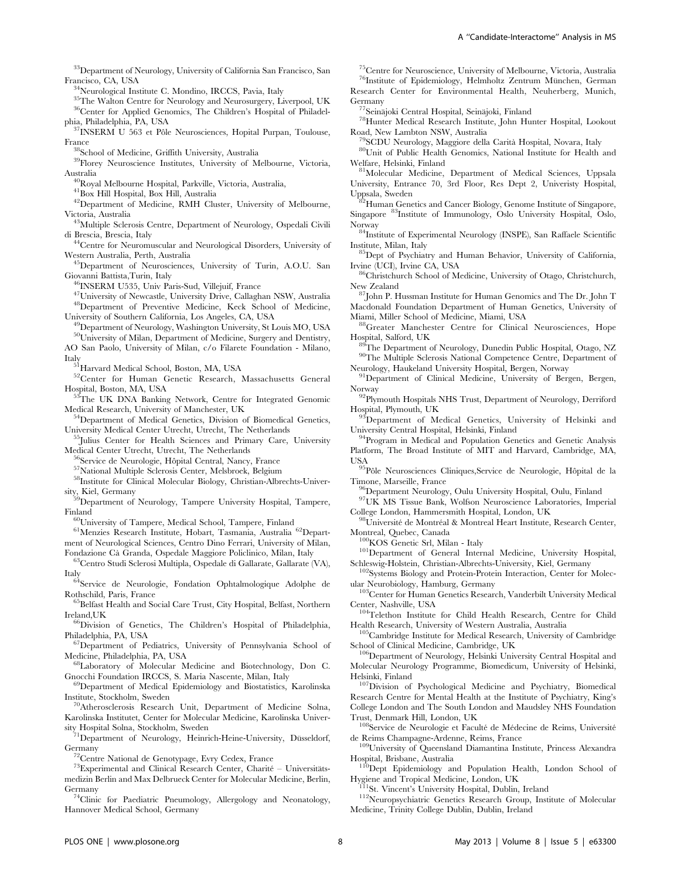[33]Department of Neurology, University of California San Francisco, San Francisco, CA, USA

[34]Neurological Institute C. Mondino, IRCCS, Pavia, Italy

[35]The Walton Centre for Neurology and Neurosurgery, Liverpool, UK

[36]Center for Applied Genomics, The Children's Hospital of Philadelphia, Philadelphia, PA, USA

[37]INSERM U 563 et Pôle Neurosciences, Hopital Purpan, Toulouse, France

[38]School of Medicine, Griffith University, Australia

[39]Florey Neuroscience Institutes, University of Melbourne, Victoria, Australia

[40]Royal Melbourne Hospital, Parkville, Victoria, Australia,

[41]Box Hill Hospital, Box Hill, Australia

[42]Department of Medicine, RMH Cluster, University of Melbourne, Victoria, Australia

[43]Multiple Sclerosis Centre, Department of Neurology, Ospedali Civili di Brescia, Brescia, Italy

[44]Centre for Neuromuscular and Neurological Disorders, University of Western Australia, Perth, Australia

[45]Department of Neurosciences, University of Turin, A.O.U. San Giovanni Battista,Turin, Italy

[46]INSERM U535, Univ Paris-Sud, Villejuif, France

[47]University of Newcastle, University Drive, Callaghan NSW, Australia

[48]Department of Preventive Medicine, Keck School of Medicine, University of Southern California, Los Angeles, CA, USA

[49]Department of Neurology, Washington University, St Louis MO, USA

[50]University of Milan, Department of Medicine, Surgery and Dentistry, AO San Paolo, University of Milan, c/o Filarete Foundation - Milano, Italy

[51]Harvard Medical School, Boston, MA, USA

[52]Center for Human Genetic Research, Massachusetts General Hospital, Boston, MA, USA

[53]The UK DNA Banking Network, Centre for Integrated Genomic Medical Research, University of Manchester, UK

[54]Department of Medical Genetics, Division of Biomedical Genetics, University Medical Center Utrecht, Utrecht, The Netherlands

[55]Julius Center for Health Sciences and Primary Care, University Medical Center Utrecht, Utrecht, The Netherlands

[56]Service de Neurologie, Hôpital Central, Nancy, France

[57]National Multiple Sclerosis Center, Melsbroek, Belgium

[58]Institute for Clinical Molecular Biology, Christian-Albrechts-University, Kiel, Germany

[59]Department of Neurology, Tampere University Hospital, Tampere, Finland

[60]University of Tampere, Medical School, Tampere, Finland

[61]Menzies Research Institute, Hobart, Tasmania, Australia [62]Department of Neurological Sciences, Centro Dino Ferrari, University of Milan, Fondazione Cà Granda, Ospedale Maggiore Policlinico, Milan, Italy

[63]Centro Studi Sclerosi Multipla, Ospedale di Gallarate, Gallarate (VA), Italy

[64]Service de Neurologie, Fondation Ophtalmologique Adolphe de Rothschild, Paris, France

[65]Belfast Health and Social Care Trust, City Hospital, Belfast, Northern Ireland,UK

[66]Division of Genetics, The Children's Hospital of Philadelphia, Philadelphia, PA, USA

[67]Department of Pediatrics, University of Pennsylvania School of Medicine, Philadelphia, PA, USA

[68]Laboratory of Molecular Medicine and Biotechnology, Don C. Gnocchi Foundation IRCCS, S. Maria Nascente, Milan, Italy

[69]Department of Medical Epidemiology and Biostatistics, Karolinska Institute, Stockholm, Sweden

[70]Atherosclerosis Research Unit, Department of Medicine Solna, Karolinska Institutet, Center for Molecular Medicine, Karolinska University Hospital Solna, Stockholm, Sweden

[71]Department of Neurology, Heinrich-Heine-University, Düsseldorf, Germany

[72]Centre National de Genotypage, Evry Cedex, France

[73]Experimental and Clinical Research Center, Charité – Universitätsmedizin Berlin and Max Delbrueck Center for Molecular Medicine, Berlin, Germany

[74]Clinic for Paediatric Pneumology, Allergology and Neonatology, Hannover Medical School, Germany

[75]Centre for Neuroscience, University of Melbourne, Victoria, Australia

[76]Institute of Epidemiology, Helmholtz Zentrum München, German Research Center for Environmental Health, Neuherberg, Munich, Germany

[77]Seinäjoki Central Hospital, Seinäjoki, Finland

[78]Hunter Medical Research Institute, John Hunter Hospital, Lookout Road, New Lambton NSW, Australia

[79]SCDU Neurology, Maggiore della Carità Hospital, Novara, Italy

[80]Unit of Public Health Genomics, National Institute for Health and Welfare, Helsinki, Finland

[81]Molecular Medicine, Department of Medical Sciences, Uppsala University, Entrance 70, 3rd Floor, Res Dept 2, Univeristy Hospital, Uppsala, Sweden

[82]Human Genetics and Cancer Biology, Genome Institute of Singapore, Singapore [83]Institute of Immunology, Oslo University Hospital, Oslo, Norway

[84]Institute of Experimental Neurology (INSPE), San Raffaele Scientific Institute, Milan, Italy

[85]Dept of Psychiatry and Human Behavior, University of California, Irvine (UCI), Irvine CA, USA

[86]Christchurch School of Medicine, University of Otago, Christchurch, New Zealand

[87]John P. Hussman Institute for Human Genomics and The Dr. John T Macdonald Foundation Department of Human Genetics, University of Miami, Miller School of Medicine, Miami, USA

[88]Greater Manchester Centre for Clinical Neurosciences, Hope Hospital, Salford, UK

[89]The Department of Neurology, Dunedin Public Hospital, Otago, NZ

[90]The Multiple Sclerosis National Competence Centre, Department of Neurology, Haukeland University Hospital, Bergen, Norway

[91]Department of Clinical Medicine, University of Bergen, Bergen, Norway

[92]Plymouth Hospitals NHS Trust, Department of Neurology, Derriford Hospital, Plymouth, UK

[93]Department of Medical Genetics, University of Helsinki and University Central Hospital, Helsinki, Finland

[94]Program in Medical and Population Genetics and Genetic Analysis Platform, The Broad Institute of MIT and Harvard, Cambridge, MA, USA

[95]Pôle Neurosciences Cliniques,Service de Neurologie, Hôpital de la Timone, Marseille, France

[96]Department Neurology, Oulu University Hospital, Oulu, Finland

[97]UK MS Tissue Bank, Wolfson Neuroscience Laboratories, Imperial College London, Hammersmith Hospital, London, UK

[98]Université de Montréal & Montreal Heart Institute, Research Center, Montreal, Quebec, Canada

[100]KOS Genetic Srl, Milan - Italy

[101]Department of General Internal Medicine, University Hospital, Schleswig-Holstein, Christian-Albrechts-University, Kiel, Germany

[102]Systems Biology and Protein-Protein Interaction, Center for Molecular Neurobiology, Hamburg, Germany

[103]Center for Human Genetics Research, Vanderbilt University Medical Center, Nashville, USA

[104]Telethon Institute for Child Health Research, Centre for Child Health Research, University of Western Australia, Australia

[105]Cambridge Institute for Medical Research, University of Cambridge School of Clinical Medicine, Cambridge, UK

[106]Department of Neurology, Helsinki University Central Hospital and Molecular Neurology Programme, Biomedicum, University of Helsinki, Helsinki, Finland

[107]Division of Psychological Medicine and Psychiatry, Biomedical Research Centre for Mental Health at the Institute of Psychiatry, King's College London and The South London and Maudsley NHS Foundation Trust, Denmark Hill, London, UK

[108]Service de Neurologie et Faculté de Médecine de Reims, Université de Reims Champagne-Ardenne, Reims, France

[109]University of Queensland Diamantina Institute, Princess Alexandra Hospital, Brisbane, Australia

[110]Dept Epidemiology and Population Health, London School of Hygiene and Tropical Medicine, London, UK

[111]St. Vincent's University Hospital, Dublin, Ireland

[112]Neuropsychiatric Genetics Research Group, Institute of Molecular Medicine, Trinity College Dublin, Dublin, Ireland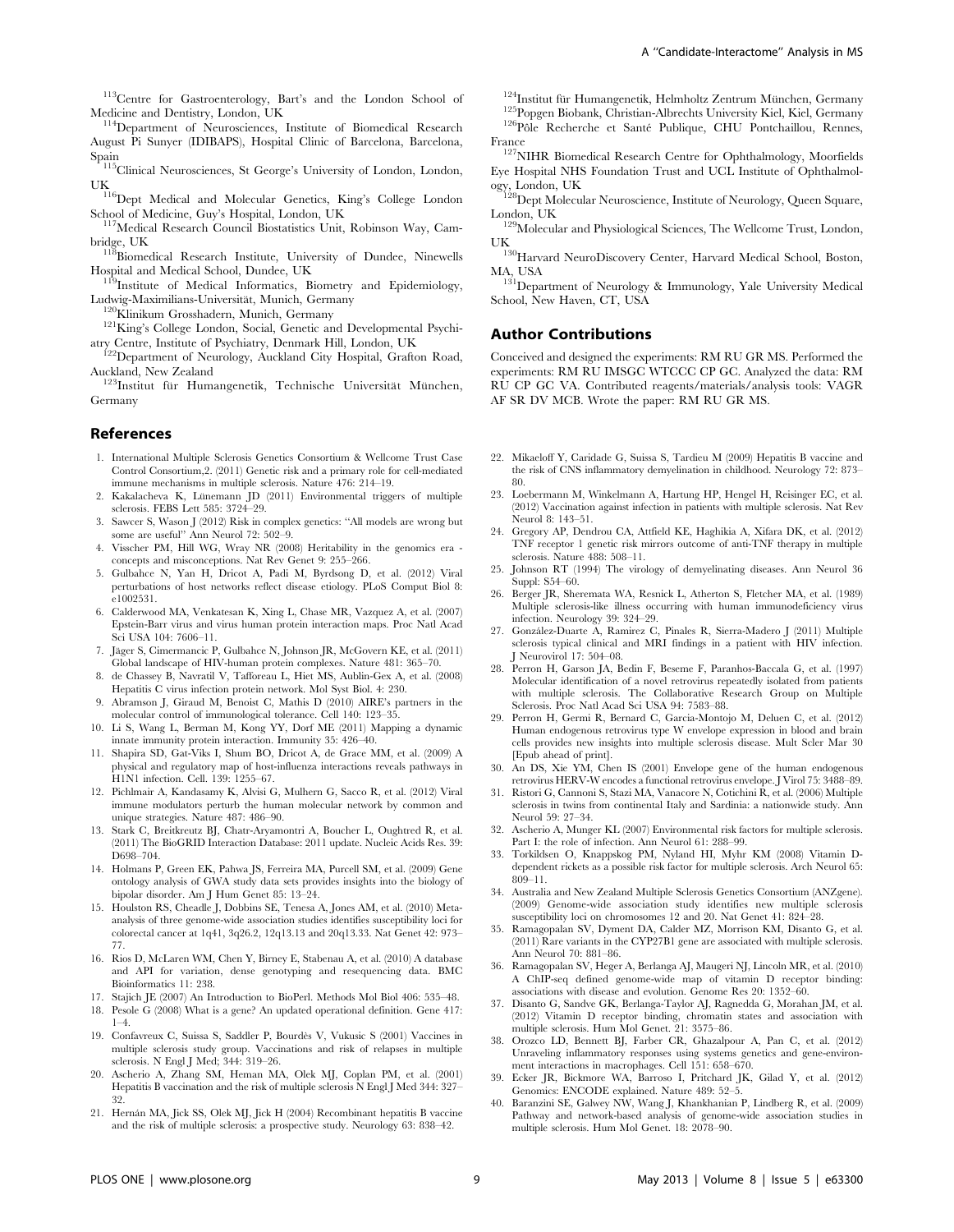[113]Centre for Gastroenterology, Bart's and the London School of Medicine and Dentistry, London, UK

[114]Department of Neurosciences, Institute of Biomedical Research August Pi Sunyer (IDIBAPS), Hospital Clinic of Barcelona, Barcelona, Spain

[115]Clinical Neurosciences, St George's University of London, London, UK

[116]Dept Medical and Molecular Genetics, King's College London School of Medicine, Guy's Hospital, London, UK

[117]Medical Research Council Biostatistics Unit, Robinson Way, Cambridge, UK

[118]Biomedical Research Institute, University of Dundee, Ninewells Hospital and Medical School, Dundee, UK

[119]Institute of Medical Informatics, Biometry and Epidemiology, Ludwig-Maximilians-Universität, Munich, Germany

[120]Klinikum Grosshadern, Munich, Germany

[121]King's College London, Social, Genetic and Developmental Psychiatry Centre, Institute of Psychiatry, Denmark Hill, London, UK

[122]Department of Neurology, Auckland City Hospital, Grafton Road, Auckland, New Zealand

[123]Institut für Humangenetik, Technische Universität München, Germany

[124]Institut für Humangenetik, Helmholtz Zentrum München, Germany

[125]Popgen Biobank, Christian-Albrechts University Kiel, Kiel, Germany

[126]Pôle Recherche et Santé Publique, CHU Pontchaillou, Rennes, France

[127]NIHR Biomedical Research Centre for Ophthalmology, Moorfields Eye Hospital NHS Foundation Trust and UCL Institute of Ophthalmology, London, UK

[128]Dept Molecular Neuroscience, Institute of Neurology, Queen Square, London, UK

[129]Molecular and Physiological Sciences, The Wellcome Trust, London, UK

[130]Harvard NeuroDiscovery Center, Harvard Medical School, Boston, MA, USA

[131]Department of Neurology & Immunology, Yale University Medical School, New Haven, CT, USA

## Author Contributions

Conceived and designed the experiments: RM RU GR MS. Performed the experiments: RM RU IMSGC WTCCC CP GC. Analyzed the data: RM RU CP GC VA. Contributed reagents/materials/analysis tools: VAGR AF SR DV MCB. Wrote the paper: RM RU GR MS.

## References

1. International Multiple Sclerosis Genetics Consortium & Wellcome Trust Case Control Consortium,2. (2011) Genetic risk and a primary role for cell-mediated immune mechanisms in multiple sclerosis. Nature 476: 214–19.
2. Kakalacheva K, Lünemann JD (2011) Environmental triggers of multiple sclerosis. FEBS Lett 585: 3724–29.
3. Sawcer S, Wason J (2012) Risk in complex genetics: "All models are wrong but some are useful" Ann Neurol 72: 502–9.
4. Visscher PM, Hill WG, Wray NR (2008) Heritability in the genomics era - concepts and misconceptions. Nat Rev Genet 9: 255–266.
5. Gulbahce N, Yan H, Dricot A, Padi M, Byrdsong D, et al. (2012) Viral perturbations of host networks reflect disease etiology. PLoS Comput Biol 8: e1002531.
6. Calderwood MA, Venkatesan K, Xing L, Chase MR, Vazquez A, et al. (2007) Epstein-Barr virus and virus human protein interaction maps. Proc Natl Acad Sci USA 104: 7606–11.
7. Jäger S, Cimermancic P, Gulbahce N, Johnson JR, McGovern KE, et al. (2011) Global landscape of HIV-human protein complexes. Nature 481: 365–70.
8. de Chassey B, Navratil V, Tafforeau L, Hiet MS, Aublin-Gex A, et al. (2008) Hepatitis C virus infection protein network. Mol Syst Biol. 4: 230.
9. Abramson J, Giraud M, Benoist C, Mathis D (2010) AIRE's partners in the molecular control of immunological tolerance. Cell 140: 123–35.
10. Li S, Wang L, Berman M, Kong YY, Dorf ME (2011) Mapping a dynamic innate immunity protein interaction. Immunity 35: 426–40.
11. Shapira SD, Gat-Viks I, Shum BO, Dricot A, de Grace MM, et al. (2009) A physical and regulatory map of host-influenza interactions reveals pathways in H1N1 infection. Cell. 139: 1255–67.
12. Pichlmair A, Kandasamy K, Alvisi G, Mulhern G, Sacco R, et al. (2012) Viral immune modulators perturb the human molecular network by common and unique strategies. Nature 487: 486–90.
13. Stark C, Breitkreutz BJ, Chatr-Aryamontri A, Boucher L, Oughtred R, et al. (2011) The BioGRID Interaction Database: 2011 update. Nucleic Acids Res. 39: D698–704.
14. Holmans P, Green EK, Pahwa JS, Ferreira MA, Purcell SM, et al. (2009) Gene ontology analysis of GWA study data sets provides insights into the biology of bipolar disorder. Am J Hum Genet 85: 13–24.
15. Houlston RS, Cheadle J, Dobbins SE, Tenesa A, Jones AM, et al. (2010) Meta-analysis of three genome-wide association studies identifies susceptibility loci for colorectal cancer at 1q41, 3q26.2, 12q13.13 and 20q13.33. Nat Genet 42: 973–77.
16. Rios D, McLaren WM, Chen Y, Birney E, Stabenau A, et al. (2010) A database and API for variation, dense genotyping and resequencing data. BMC Bioinformatics 11: 238.
17. Stajich JE (2007) An Introduction to BioPerl. Methods Mol Biol 406: 535–48.
18. Pesole G (2008) What is a gene? An updated operational definition. Gene 417: 1–4.
19. Confavreux C, Suissa S, Saddler P, Bourdès V, Vukusic S (2001) Vaccines in multiple sclerosis study group. Vaccinations and risk of relapses in multiple sclerosis. N Engl J Med; 344: 319–26.
20. Ascherio A, Zhang SM, Heman MA, Olek MJ, Coplan PM, et al. (2001) Hepatitis B vaccination and the risk of multiple sclerosis N Engl J Med 344: 327–32.
21. Hernán MA, Jick SS, Olek MJ, Jick H (2004) Recombinant hepatitis B vaccine and the risk of multiple sclerosis: a prospective study. Neurology 63: 838–42.
22. Mikaeloff Y, Caridade G, Suissa S, Tardieu M (2009) Hepatitis B vaccine and the risk of CNS inflammatory demyelination in childhood. Neurology 72: 873–80.
23. Loebermann M, Winkelmann A, Hartung HP, Hengel H, Reisinger EC, et al. (2012) Vaccination against infection in patients with multiple sclerosis. Nat Rev Neurol 8: 143–51.
24. Gregory AP, Dendrou CA, Attfield KE, Haghikia A, Xifara DK, et al. (2012) TNF receptor 1 genetic risk mirrors outcome of anti-TNF therapy in multiple sclerosis. Nature 488: 508–11.
25. Johnson RT (1994) The virology of demyelinating diseases. Ann Neurol 36 Suppl: S54–60.
26. Berger JR, Sheremata WA, Resnick L, Atherton S, Fletcher MA, et al. (1989) Multiple sclerosis-like illness occurring with human immunodeficiency virus infection. Neurology 39: 324–29.
27. González-Duarte A, Ramirez C, Pinales R, Sierra-Madero J (2011) Multiple sclerosis typical clinical and MRI findings in a patient with HIV infection. J Neurovirol 17: 504–08.
28. Perron H, Garson JA, Bedin F, Beseme F, Paranhos-Baccala G, et al. (1997) Molecular identification of a novel retrovirus repeatedly isolated from patients with multiple sclerosis. The Collaborative Research Group on Multiple Sclerosis. Proc Natl Acad Sci USA 94: 7583–88.
29. Perron H, Germi R, Bernard C, Garcia-Montojo M, Deluen C, et al. (2012) Human endogenous retrovirus type W envelope expression in blood and brain cells provides new insights into multiple sclerosis disease. Mult Scler Mar 30 [Epub ahead of print].
30. An DS, Xie YM, Chen IS (2001) Envelope gene of the human endogenous retrovirus HERV-W encodes a functional retrovirus envelope. J Virol 75: 3488–89.
31. Ristori G, Cannoni S, Stazi MA, Vanacore N, Cotichini R, et al. (2006) Multiple sclerosis in twins from continental Italy and Sardinia: a nationwide study. Ann Neurol 59: 27–34.
32. Ascherio A, Munger KL (2007) Environmental risk factors for multiple sclerosis. Part I: the role of infection. Ann Neurol 61: 288–99.
33. Torkildsen O, Knappskog PM, Nyland HI, Myhr KM (2008) Vitamin D-dependent rickets as a possible risk factor for multiple sclerosis. Arch Neurol 65: 809–11.
34. Australia and New Zealand Multiple Sclerosis Genetics Consortium (ANZgene). (2009) Genome-wide association study identifies new multiple sclerosis susceptibility loci on chromosomes 12 and 20. Nat Genet 41: 824–28.
35. Ramagopalan SV, Dyment DA, Calder MZ, Morrison KM, Disanto G, et al. (2011) Rare variants in the CYP27B1 gene are associated with multiple sclerosis. Ann Neurol 70: 881–86.
36. Ramagopalan SV, Heger A, Berlanga AJ, Maugeri NJ, Lincoln MR, et al. (2010) A ChIP-seq defined genome-wide map of vitamin D receptor binding: associations with disease and evolution. Genome Res 20: 1352–60.
37. Disanto G, Sandve GK, Berlanga-Taylor AJ, Ragnedda G, Morahan JM, et al. (2012) Vitamin D receptor binding, chromatin states and association with multiple sclerosis. Hum Mol Genet. 21: 3575–86.
38. Orozco LD, Bennett BJ, Farber CR, Ghazalpour A, Pan C, et al. (2012) Unraveling inflammatory responses using systems genetics and gene-environment interactions in macrophages. Cell 151: 658–670.
39. Ecker JR, Bickmore WA, Barroso I, Pritchard JK, Gilad Y, et al. (2012) Genomics: ENCODE explained. Nature 489: 52–5.
40. Baranzini SE, Galwey NW, Wang J, Khankhanian P, Lindberg R, et al. (2009) Pathway and network-based analysis of genome-wide association studies in multiple sclerosis. Hum Mol Genet. 18: 2078–90.